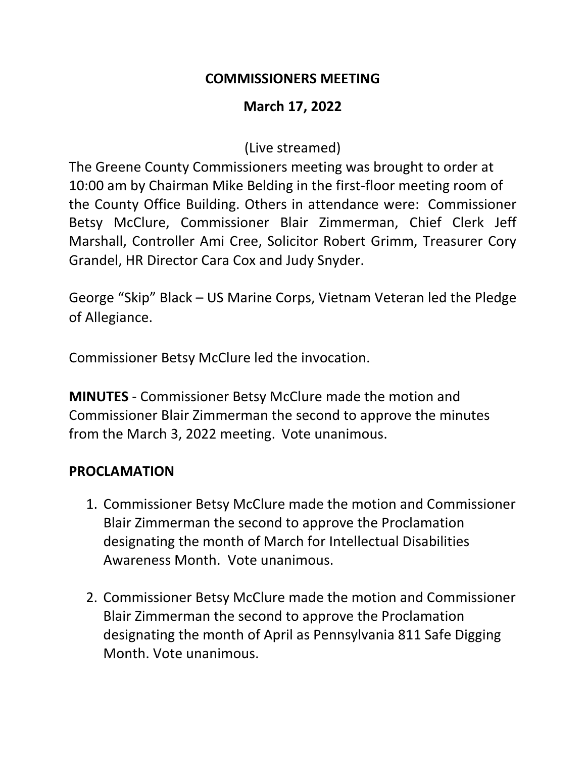# COMMISSIONERS MEETING

## March 17, 2022

(Live streamed)

The Greene County Commissioners meeting was brought to order at 10:00 am by Chairman Mike Belding in the first-floor meeting room of the County Office Building. Others in attendance were: Commissioner Betsy McClure, Commissioner Blair Zimmerman, Chief Clerk Jeff Marshall, Controller Ami Cree, Solicitor Robert Grimm, Treasurer Cory Grandel, HR Director Cara Cox and Judy Snyder.

George "Skip" Black – US Marine Corps, Vietnam Veteran led the Pledge of Allegiance.

Commissioner Betsy McClure led the invocation.

**MINUTES** - Commissioner Betsy McClure made the motion and Commissioner Blair Zimmerman the second to approve the minutes from the March 3, 2022 meeting. Vote unanimous.

**PROCLAMATION**

1. Commissioner Betsy McClure made the motion and Commissioner Blair Zimmerman the second to approve the Proclamation designating the month of March for Intellectual Disabilities Awareness Month. Vote unanimous.

2. Commissioner Betsy McClure made the motion and Commissioner Blair Zimmerman the second to approve the Proclamation designating the month of April as Pennsylvania 811 Safe Digging Month. Vote unanimous.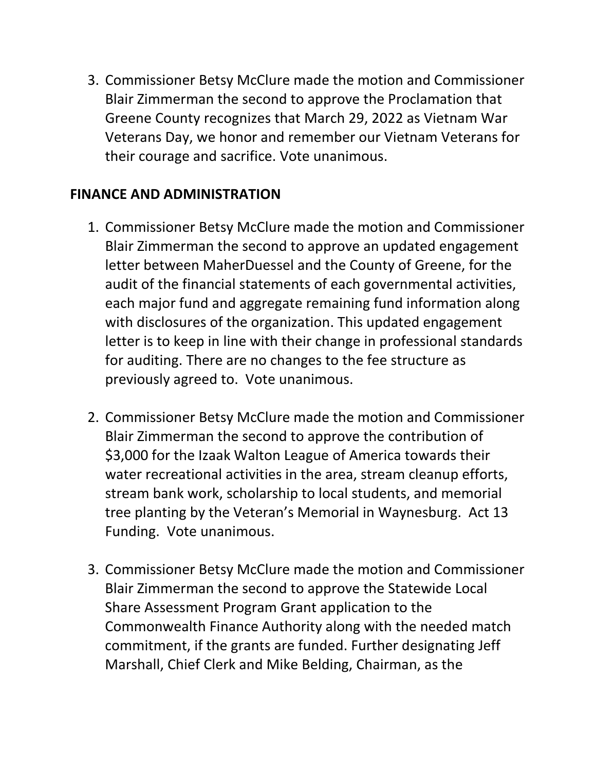3. Commissioner Betsy McClure made the motion and Commissioner Blair Zimmerman the second to approve the Proclamation that Greene County recognizes that March 29, 2022 as Vietnam War Veterans Day, we honor and remember our Vietnam Veterans for their courage and sacrifice. Vote unanimous.

## FINANCE AND ADMINISTRATION

1. Commissioner Betsy McClure made the motion and Commissioner Blair Zimmerman the second to approve an updated engagement letter between MaherDuessel and the County of Greene, for the audit of the financial statements of each governmental activities, each major fund and aggregate remaining fund information along with disclosures of the organization. This updated engagement letter is to keep in line with their change in professional standards for auditing. There are no changes to the fee structure as previously agreed to. Vote unanimous.

2. Commissioner Betsy McClure made the motion and Commissioner Blair Zimmerman the second to approve the contribution of $3,000 for the Izaak Walton League of America towards their water recreational activities in the area, stream cleanup efforts, stream bank work, scholarship to local students, and memorial tree planting by the Veteran's Memorial in Waynesburg. Act 13 Funding. Vote unanimous.

3. Commissioner Betsy McClure made the motion and Commissioner Blair Zimmerman the second to approve the Statewide Local Share Assessment Program Grant application to the Commonwealth Finance Authority along with the needed match commitment, if the grants are funded. Further designating Jeff Marshall, Chief Clerk and Mike Belding, Chairman, as the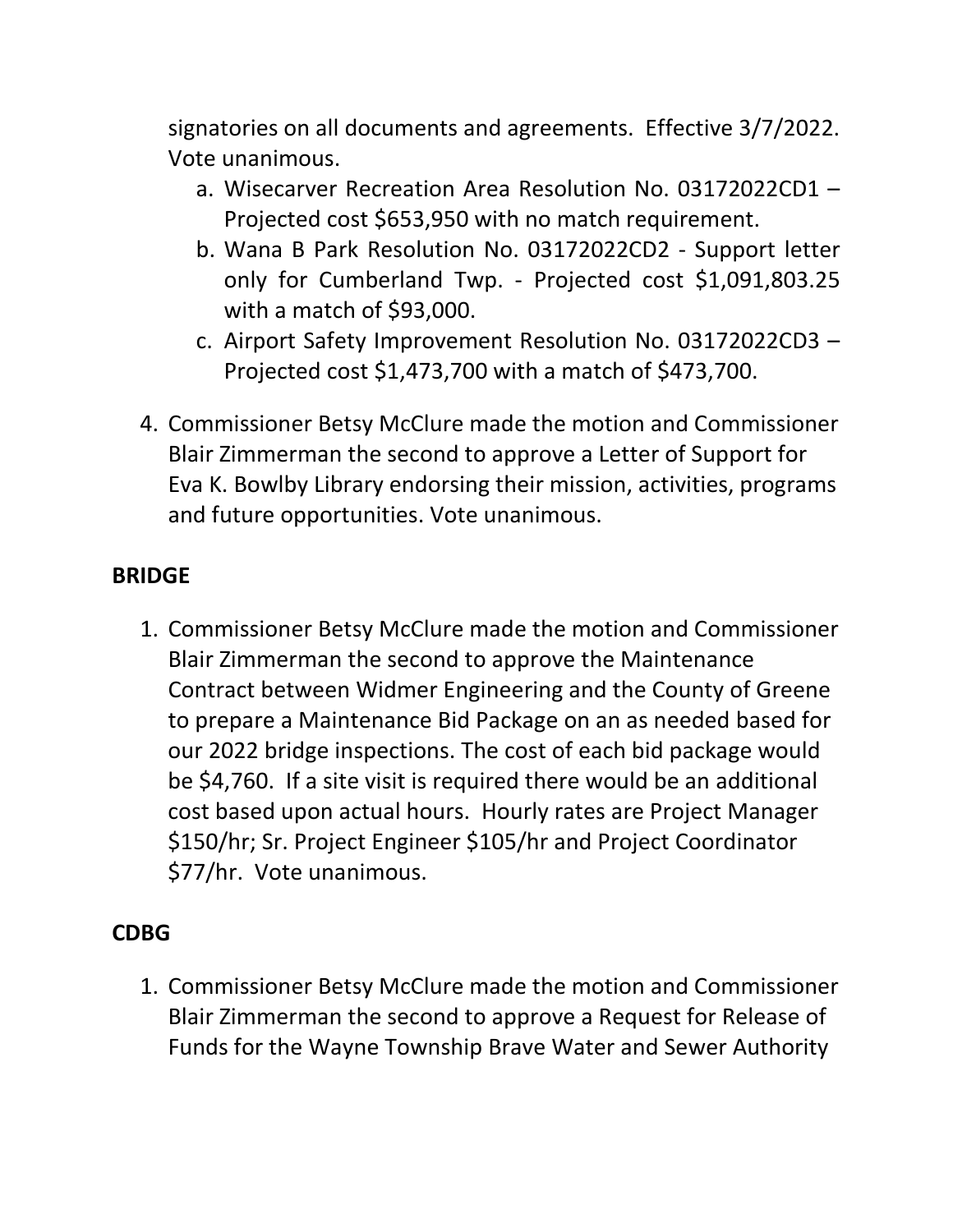signatories on all documents and agreements. Effective 3/7/2022. Vote unanimous.

   a. Wisecarver Recreation Area Resolution No. 03172022CD1 – Projected cost $653,950 with no match requirement.
   b. Wana B Park Resolution No. 03172022CD2 - Support letter only for Cumberland Twp. - Projected cost $1,091,803.25 with a match of $93,000.
   c. Airport Safety Improvement Resolution No. 03172022CD3 – Projected cost $1,473,700 with a match of $473,700.

4. Commissioner Betsy McClure made the motion and Commissioner Blair Zimmerman the second to approve a Letter of Support for Eva K. Bowlby Library endorsing their mission, activities, programs and future opportunities. Vote unanimous.

**BRIDGE**

1. Commissioner Betsy McClure made the motion and Commissioner Blair Zimmerman the second to approve the Maintenance Contract between Widmer Engineering and the County of Greene to prepare a Maintenance Bid Package on an as needed based for our 2022 bridge inspections. The cost of each bid package would be $4,760. If a site visit is required there would be an additional cost based upon actual hours. Hourly rates are Project Manager $150/hr; Sr. Project Engineer $105/hr and Project Coordinator $77/hr. Vote unanimous.

**CDBG**

1. Commissioner Betsy McClure made the motion and Commissioner Blair Zimmerman the second to approve a Request for Release of Funds for the Wayne Township Brave Water and Sewer Authority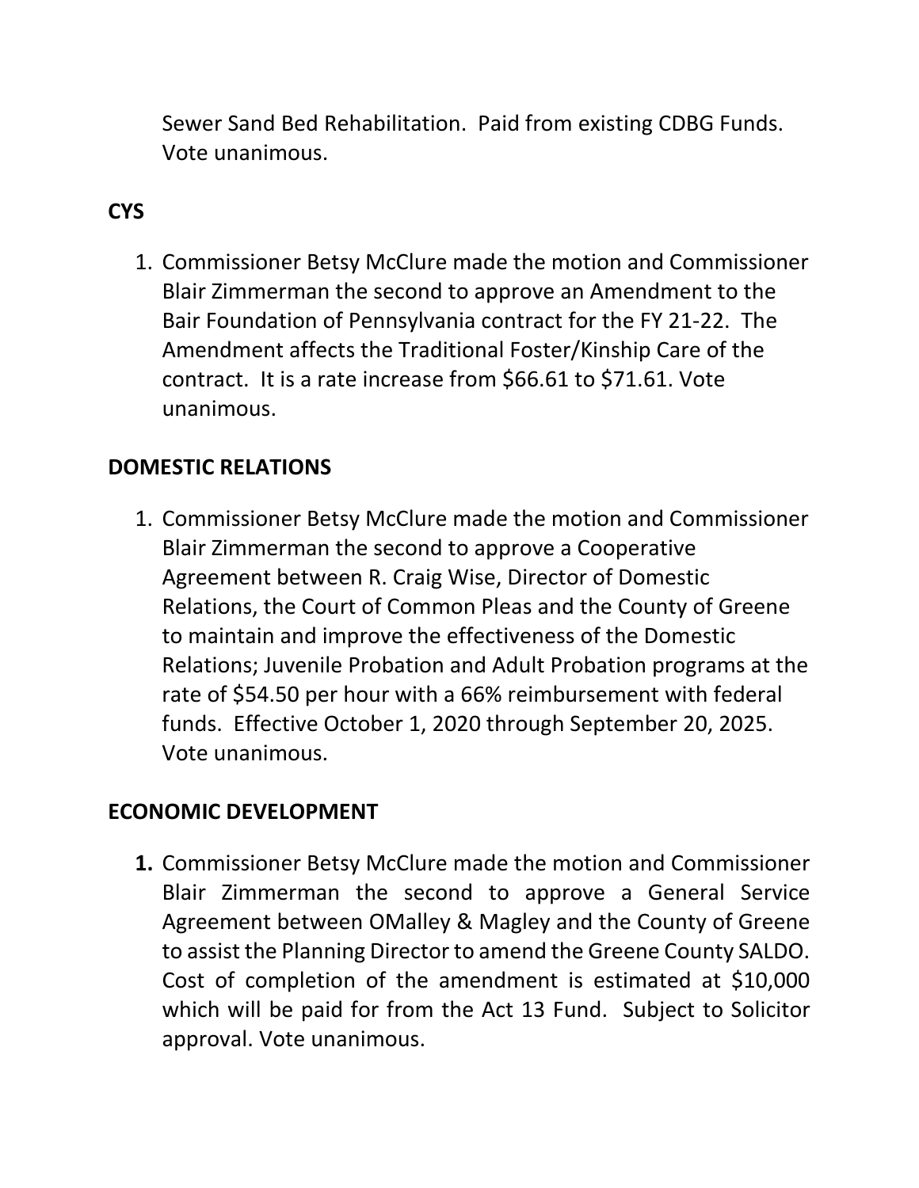Sewer Sand Bed Rehabilitation. Paid from existing CDBG Funds. Vote unanimous.

**CYS**

1. Commissioner Betsy McClure made the motion and Commissioner Blair Zimmerman the second to approve an Amendment to the Bair Foundation of Pennsylvania contract for the FY 21-22. The Amendment affects the Traditional Foster/Kinship Care of the contract. It is a rate increase from $66.61 to $71.61. Vote unanimous.

**DOMESTIC RELATIONS**

1. Commissioner Betsy McClure made the motion and Commissioner Blair Zimmerman the second to approve a Cooperative Agreement between R. Craig Wise, Director of Domestic Relations, the Court of Common Pleas and the County of Greene to maintain and improve the effectiveness of the Domestic Relations; Juvenile Probation and Adult Probation programs at the rate of $54.50 per hour with a 66% reimbursement with federal funds. Effective October 1, 2020 through September 20, 2025. Vote unanimous.

**ECONOMIC DEVELOPMENT**

1. Commissioner Betsy McClure made the motion and Commissioner Blair Zimmerman the second to approve a General Service Agreement between OMalley & Magley and the County of Greene to assist the Planning Director to amend the Greene County SALDO. Cost of completion of the amendment is estimated at $10,000 which will be paid for from the Act 13 Fund. Subject to Solicitor approval. Vote unanimous.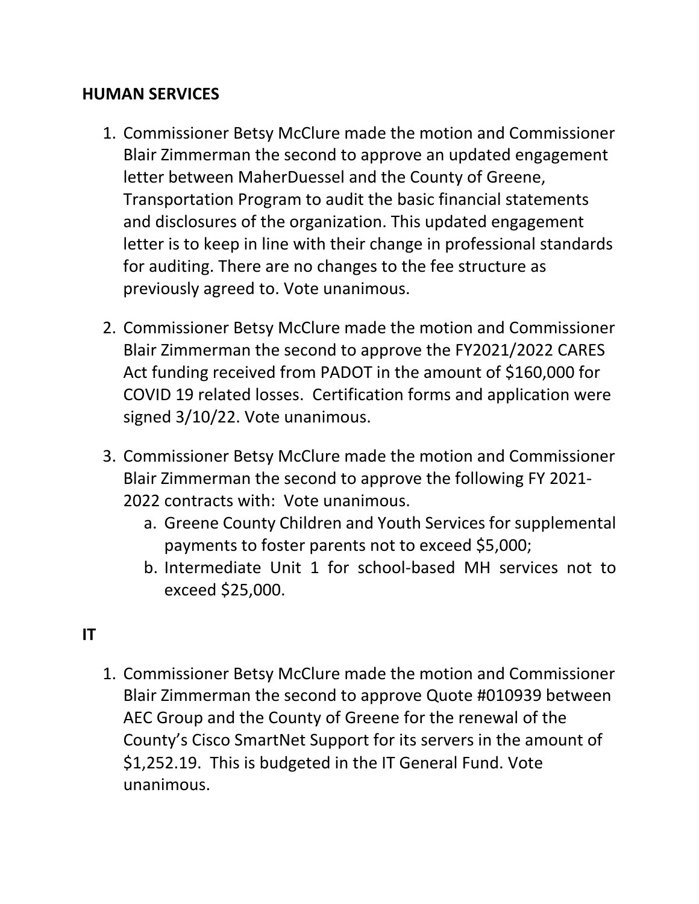**HUMAN SERVICES**

1. Commissioner Betsy McClure made the motion and Commissioner Blair Zimmerman the second to approve an updated engagement letter between MaherDuessel and the County of Greene, Transportation Program to audit the basic financial statements and disclosures of the organization. This updated engagement letter is to keep in line with their change in professional standards for auditing. There are no changes to the fee structure as previously agreed to. Vote unanimous.

2. Commissioner Betsy McClure made the motion and Commissioner Blair Zimmerman the second to approve the FY2021/2022 CARES Act funding received from PADOT in the amount of $160,000 for COVID 19 related losses. Certification forms and application were signed 3/10/22. Vote unanimous.

3. Commissioner Betsy McClure made the motion and Commissioner Blair Zimmerman the second to approve the following FY 2021-2022 contracts with: Vote unanimous.
   a. Greene County Children and Youth Services for supplemental payments to foster parents not to exceed $5,000;
   b. Intermediate Unit 1 for school-based MH services not to exceed $25,000.

**IT**

1. Commissioner Betsy McClure made the motion and Commissioner Blair Zimmerman the second to approve Quote #010939 between AEC Group and the County of Greene for the renewal of the County's Cisco SmartNet Support for its servers in the amount of $1,252.19. This is budgeted in the IT General Fund. Vote unanimous.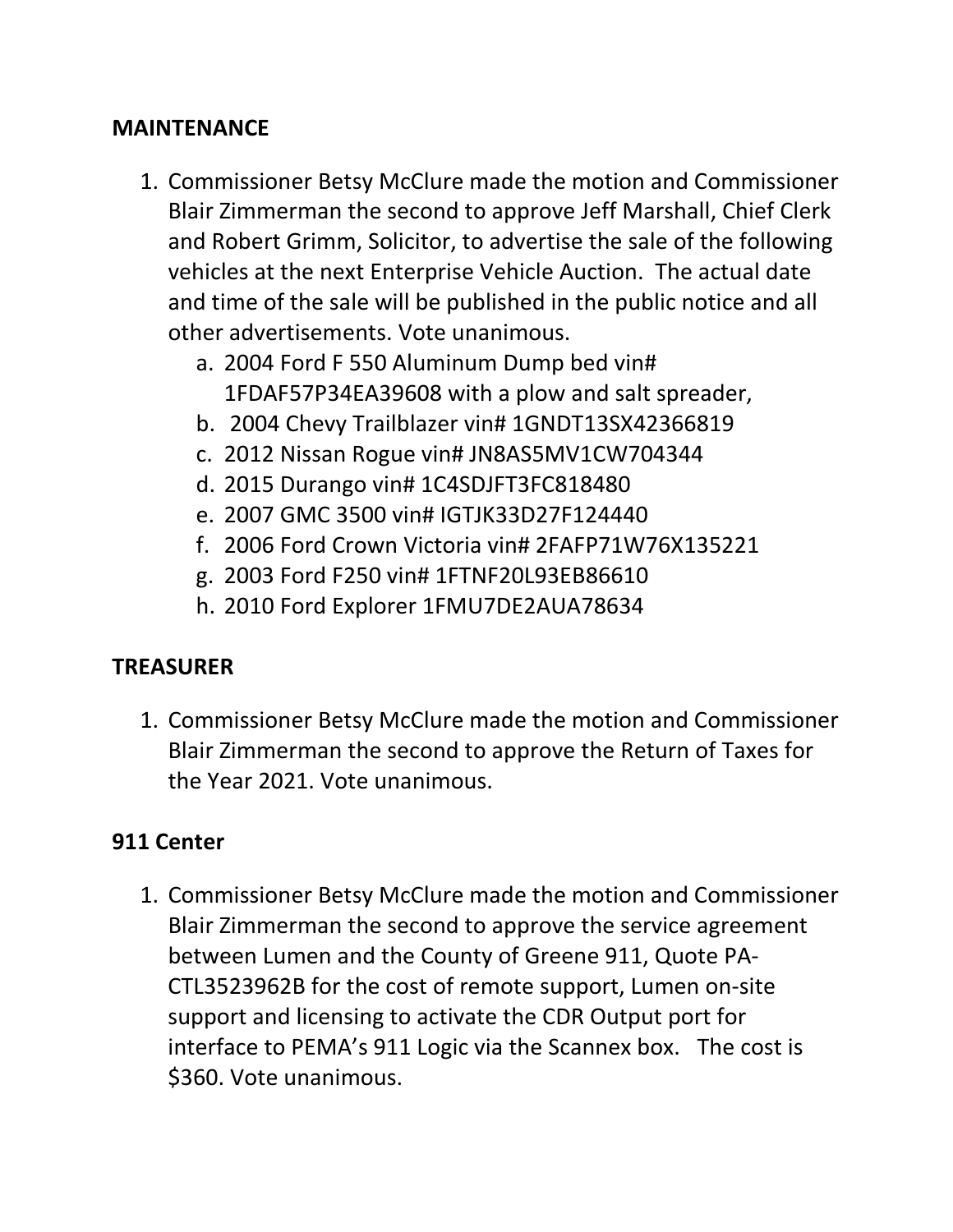## MAINTENANCE

1. Commissioner Betsy McClure made the motion and Commissioner Blair Zimmerman the second to approve Jeff Marshall, Chief Clerk and Robert Grimm, Solicitor, to advertise the sale of the following vehicles at the next Enterprise Vehicle Auction. The actual date and time of the sale will be published in the public notice and all other advertisements. Vote unanimous.
   a. 2004 Ford F 550 Aluminum Dump bed vin# 1FDAF57P34EA39608 with a plow and salt spreader,
   b. 2004 Chevy Trailblazer vin# 1GNDT13SX42366819
   c. 2012 Nissan Rogue vin# JN8AS5MV1CW704344
   d. 2015 Durango vin# 1C4SDJFT3FC818480
   e. 2007 GMC 3500 vin# IGTJK33D27F124440
   f. 2006 Ford Crown Victoria vin# 2FAFP71W76X135221
   g. 2003 Ford F250 vin# 1FTNF20L93EB86610
   h. 2010 Ford Explorer 1FMU7DE2AUA78634

## TREASURER

1. Commissioner Betsy McClure made the motion and Commissioner Blair Zimmerman the second to approve the Return of Taxes for the Year 2021. Vote unanimous.

## 911 Center

1. Commissioner Betsy McClure made the motion and Commissioner Blair Zimmerman the second to approve the service agreement between Lumen and the County of Greene 911, Quote PA-CTL3523962B for the cost of remote support, Lumen on-site support and licensing to activate the CDR Output port for interface to PEMA's 911 Logic via the Scannex box. The cost is $360. Vote unanimous.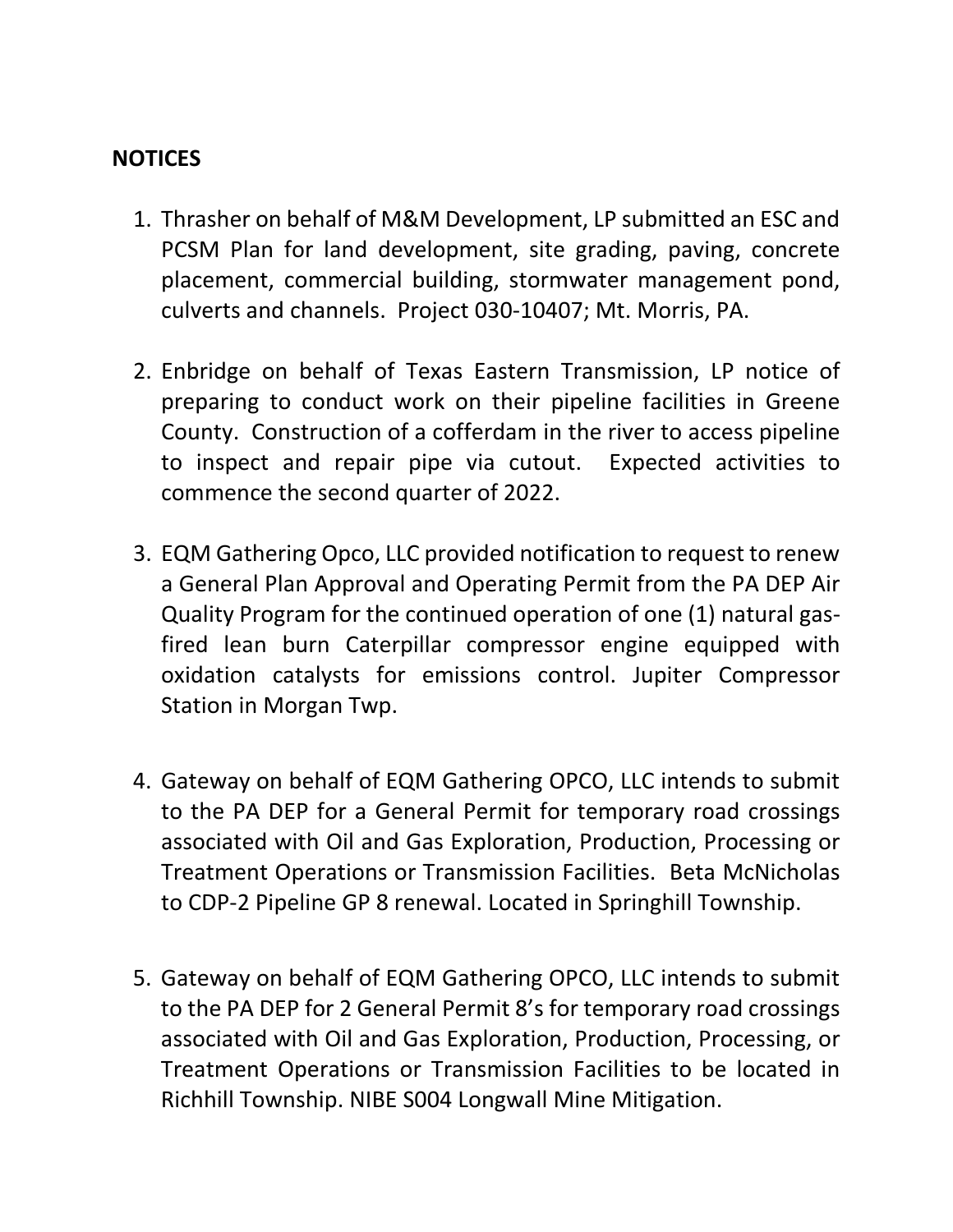**NOTICES**

1. Thrasher on behalf of M&M Development, LP submitted an ESC and PCSM Plan for land development, site grading, paving, concrete placement, commercial building, stormwater management pond, culverts and channels. Project 030-10407; Mt. Morris, PA.

2. Enbridge on behalf of Texas Eastern Transmission, LP notice of preparing to conduct work on their pipeline facilities in Greene County. Construction of a cofferdam in the river to access pipeline to inspect and repair pipe via cutout. Expected activities to commence the second quarter of 2022.

3. EQM Gathering Opco, LLC provided notification to request to renew a General Plan Approval and Operating Permit from the PA DEP Air Quality Program for the continued operation of one (1) natural gas-fired lean burn Caterpillar compressor engine equipped with oxidation catalysts for emissions control. Jupiter Compressor Station in Morgan Twp.

4. Gateway on behalf of EQM Gathering OPCO, LLC intends to submit to the PA DEP for a General Permit for temporary road crossings associated with Oil and Gas Exploration, Production, Processing or Treatment Operations or Transmission Facilities. Beta McNicholas to CDP-2 Pipeline GP 8 renewal. Located in Springhill Township.

5. Gateway on behalf of EQM Gathering OPCO, LLC intends to submit to the PA DEP for 2 General Permit 8's for temporary road crossings associated with Oil and Gas Exploration, Production, Processing, or Treatment Operations or Transmission Facilities to be located in Richhill Township. NIBE S004 Longwall Mine Mitigation.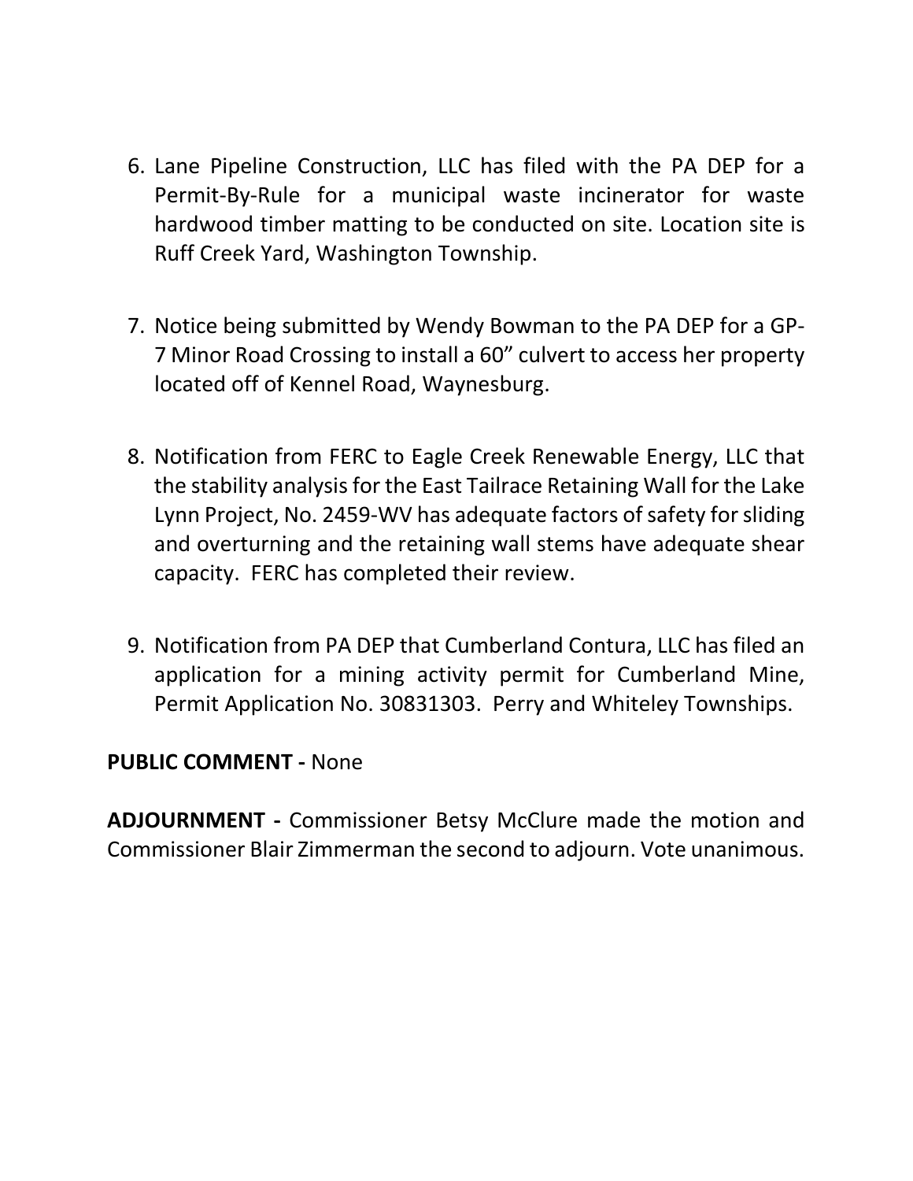6. Lane Pipeline Construction, LLC has filed with the PA DEP for a Permit-By-Rule for a municipal waste incinerator for waste hardwood timber matting to be conducted on site. Location site is Ruff Creek Yard, Washington Township.

7. Notice being submitted by Wendy Bowman to the PA DEP for a GP-7 Minor Road Crossing to install a 60" culvert to access her property located off of Kennel Road, Waynesburg.

8. Notification from FERC to Eagle Creek Renewable Energy, LLC that the stability analysis for the East Tailrace Retaining Wall for the Lake Lynn Project, No. 2459-WV has adequate factors of safety for sliding and overturning and the retaining wall stems have adequate shear capacity. FERC has completed their review.

9. Notification from PA DEP that Cumberland Contura, LLC has filed an application for a mining activity permit for Cumberland Mine, Permit Application No. 30831303. Perry and Whiteley Townships.

**PUBLIC COMMENT -** None

**ADJOURNMENT -** Commissioner Betsy McClure made the motion and Commissioner Blair Zimmerman the second to adjourn. Vote unanimous.